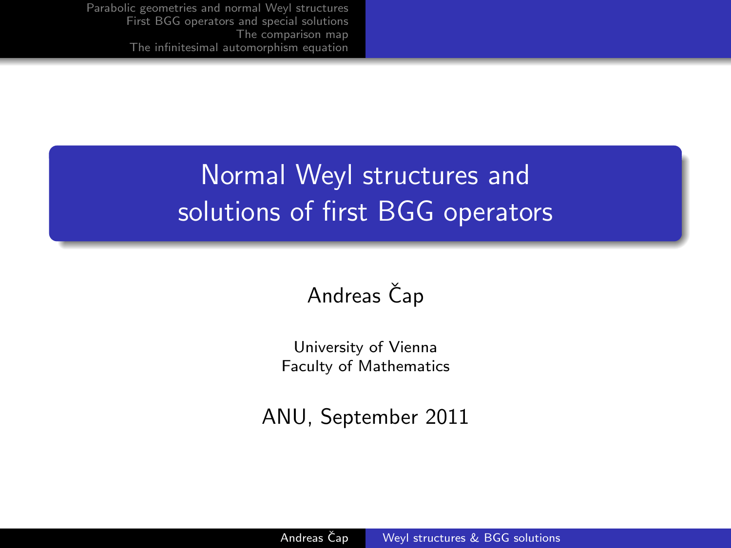# Normal Weyl structures and solutions of first BGG operators

Andreas Čap

University of Vienna
Faculty of Mathematics

ANU, September 2011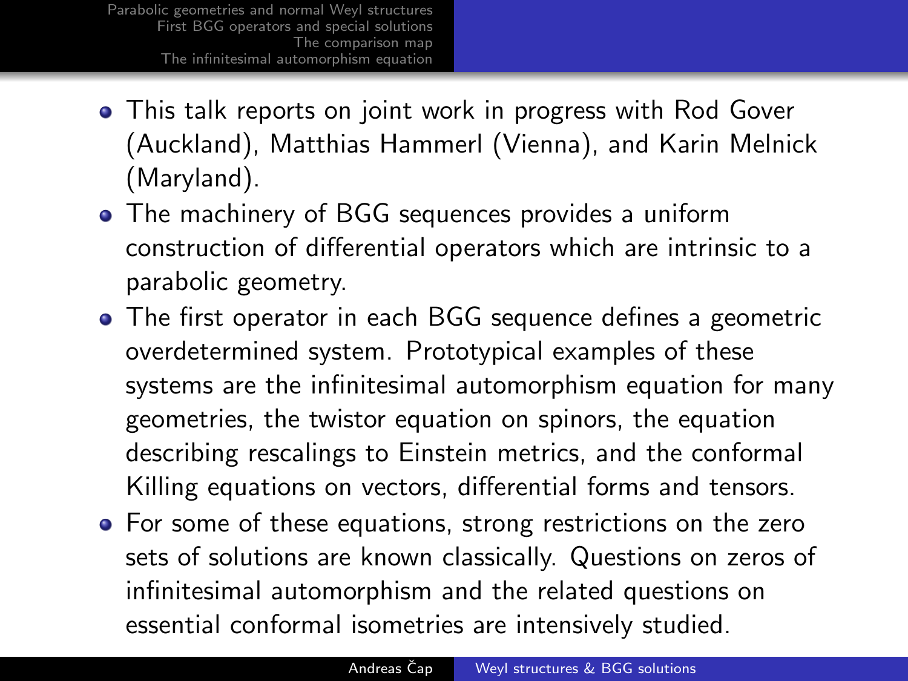- This talk reports on joint work in progress with Rod Gover (Auckland), Matthias Hammerl (Vienna), and Karin Melnick (Maryland).
- The machinery of BGG sequences provides a uniform construction of differential operators which are intrinsic to a parabolic geometry.
- The first operator in each BGG sequence defines a geometric overdetermined system. Prototypical examples of these systems are the infinitesimal automorphism equation for many geometries, the twistor equation on spinors, the equation describing rescalings to Einstein metrics, and the conformal Killing equations on vectors, differential forms and tensors.
- For some of these equations, strong restrictions on the zero sets of solutions are known classically. Questions on zeros of infinitesimal automorphism and the related questions on essential conformal isometries are intensively studied.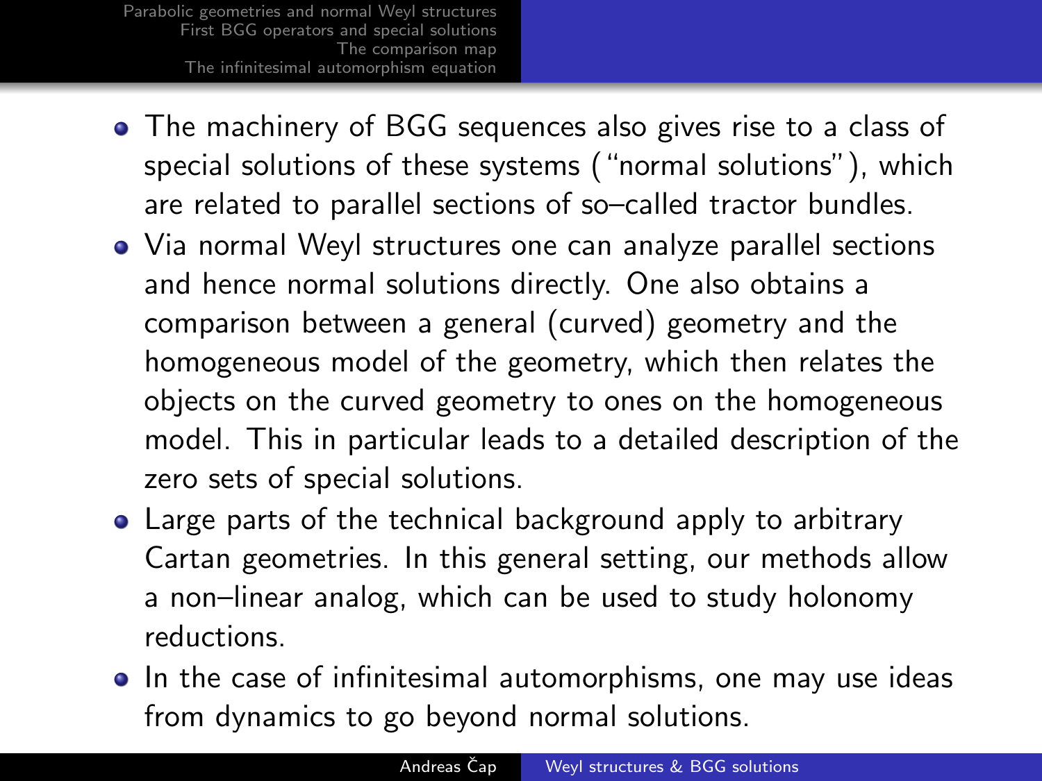- The machinery of BGG sequences also gives rise to a class of special solutions of these systems ("normal solutions"), which are related to parallel sections of so–called tractor bundles.
- Via normal Weyl structures one can analyze parallel sections and hence normal solutions directly. One also obtains a comparison between a general (curved) geometry and the homogeneous model of the geometry, which then relates the objects on the curved geometry to ones on the homogeneous model. This in particular leads to a detailed description of the zero sets of special solutions.
- Large parts of the technical background apply to arbitrary Cartan geometries. In this general setting, our methods allow a non–linear analog, which can be used to study holonomy reductions.
- In the case of infinitesimal automorphisms, one may use ideas from dynamics to go beyond normal solutions.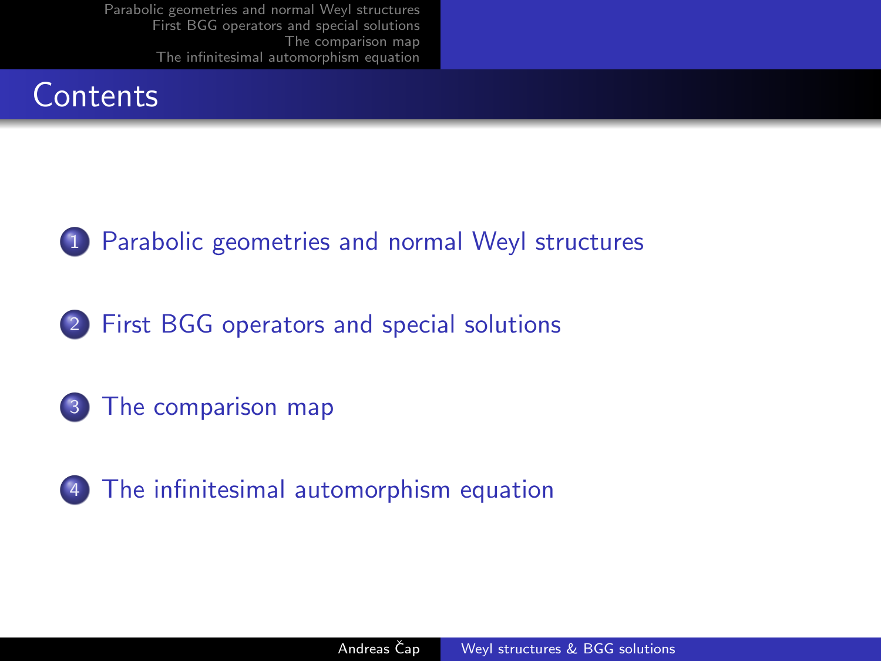## Contents

1. Parabolic geometries and normal Weyl structures
2. First BGG operators and special solutions
3. The comparison map
4. The infinitesimal automorphism equation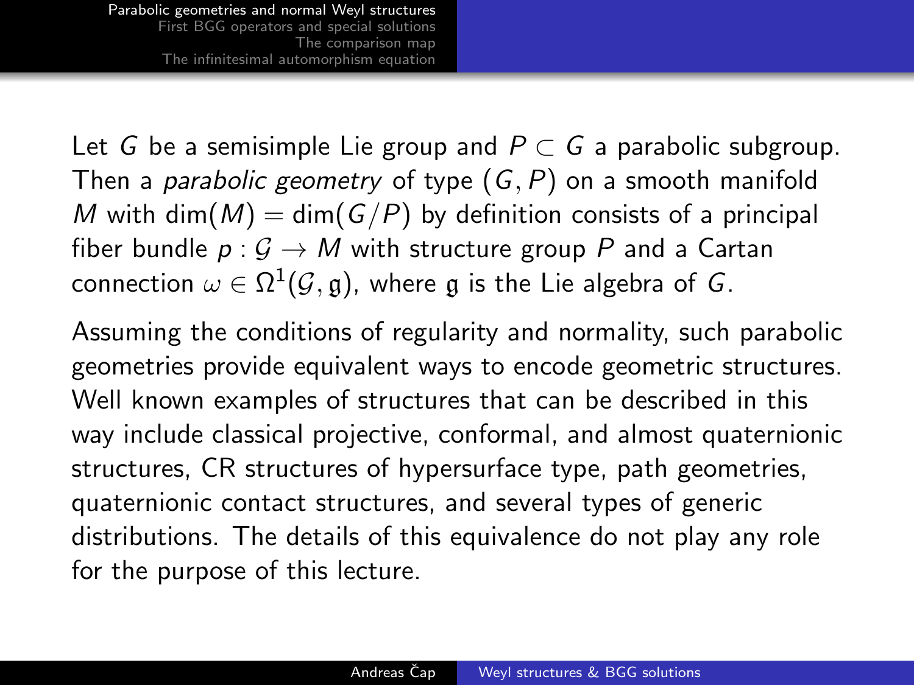Let $G$ be a semisimple Lie group and $P \subset G$ a parabolic subgroup. Then a *parabolic geometry* of type $(G, P)$ on a smooth manifold $M$ with $\dim(M) = \dim(G/P)$ by definition consists of a principal fiber bundle $p : \mathcal{G} \to M$ with structure group $P$ and a Cartan connection $\omega \in \Omega^1(\mathcal{G}, \mathfrak{g})$, where $\mathfrak{g}$ is the Lie algebra of $G$.

Assuming the conditions of regularity and normality, such parabolic geometries provide equivalent ways to encode geometric structures. Well known examples of structures that can be described in this way include classical projective, conformal, and almost quaternionic structures, CR structures of hypersurface type, path geometries, quaternionic contact structures, and several types of generic distributions. The details of this equivalence do not play any role for the purpose of this lecture.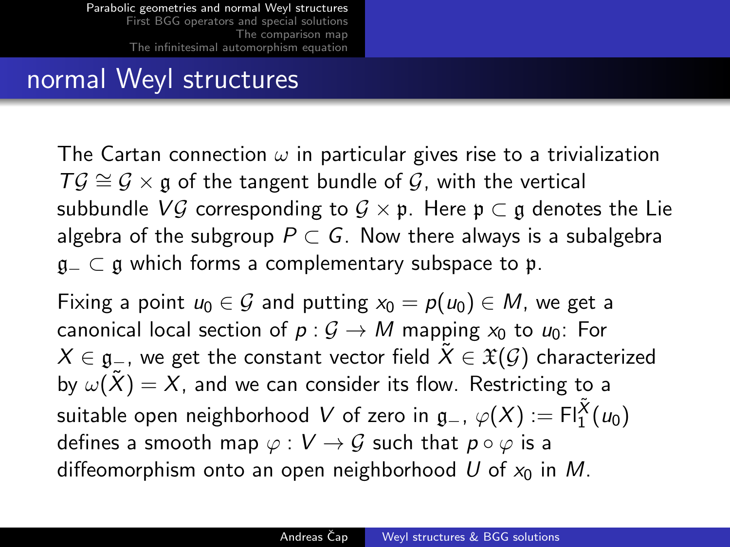## normal Weyl structures

The Cartan connection $\omega$ in particular gives rise to a trivialization $T\mathcal{G} \cong \mathcal{G} \times \mathfrak{g}$ of the tangent bundle of $\mathcal{G}$, with the vertical subbundle $V\mathcal{G}$ corresponding to $\mathcal{G} \times \mathfrak{p}$. Here $\mathfrak{p} \subset \mathfrak{g}$ denotes the Lie algebra of the subgroup $P \subset G$. Now there always is a subalgebra $\mathfrak{g}_- \subset \mathfrak{g}$ which forms a complementary subspace to $\mathfrak{p}$.

Fixing a point $u_0 \in \mathcal{G}$ and putting $x_0 = p(u_0) \in M$, we get a canonical local section of $p : \mathcal{G} \to M$ mapping $x_0$ to $u_0$: For $X \in \mathfrak{g}_-$, we get the constant vector field $\tilde{X} \in \mathfrak{X}(\mathcal{G})$ characterized by $\omega(\tilde{X}) = X$, and we can consider its flow. Restricting to a suitable open neighborhood $V$ of zero in $\mathfrak{g}_-$, $\varphi(X) := \mathrm{Fl}_1^{\tilde{X}}(u_0)$ defines a smooth map $\varphi : V \to \mathcal{G}$ such that $p \circ \varphi$ is a diffeomorphism onto an open neighborhood $U$ of $x_0$ in $M$.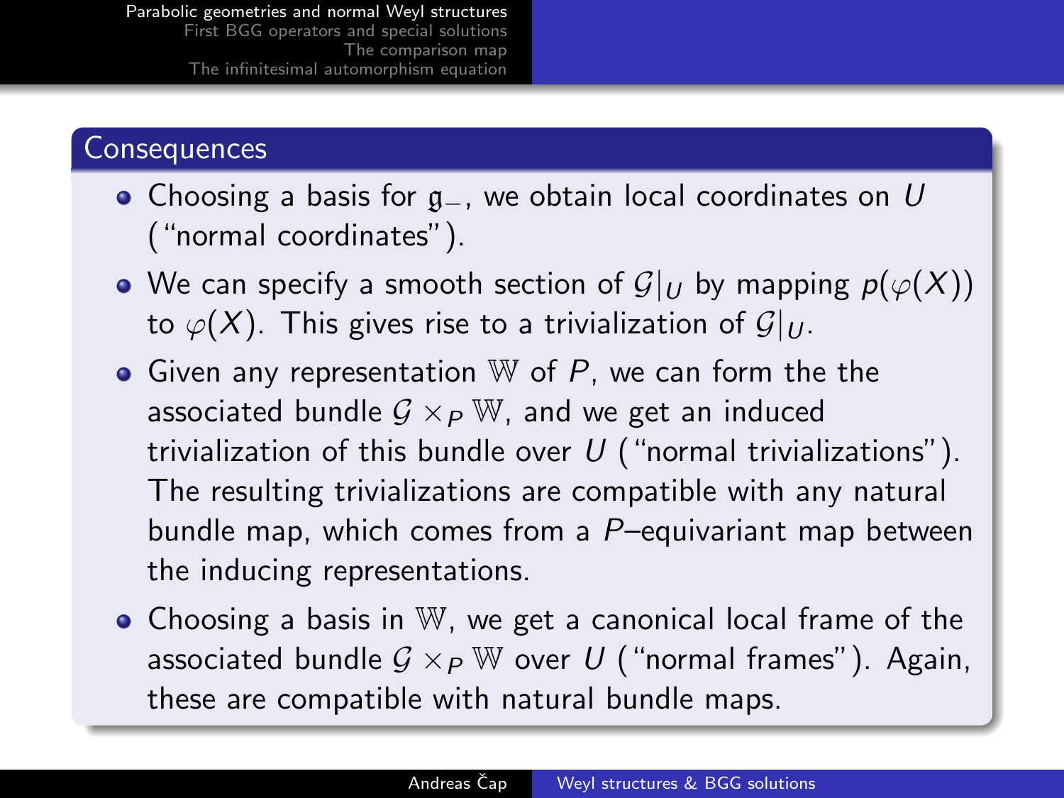## Consequences

- Choosing a basis for $\mathfrak{g}_-$, we obtain local coordinates on $U$ ("normal coordinates").
- We can specify a smooth section of $\mathcal{G}|_U$ by mapping $p(\varphi(X))$ to $\varphi(X)$. This gives rise to a trivialization of $\mathcal{G}|_U$.
- Given any representation $\mathbb{W}$ of $P$, we can form the the associated bundle $\mathcal{G} \times_P \mathbb{W}$, and we get an induced trivialization of this bundle over $U$ ("normal trivializations"). The resulting trivializations are compatible with any natural bundle map, which comes from a $P$–equivariant map between the inducing representations.
- Choosing a basis in $\mathbb{W}$, we get a canonical local frame of the associated bundle $\mathcal{G} \times_P \mathbb{W}$ over $U$ ("normal frames"). Again, these are compatible with natural bundle maps.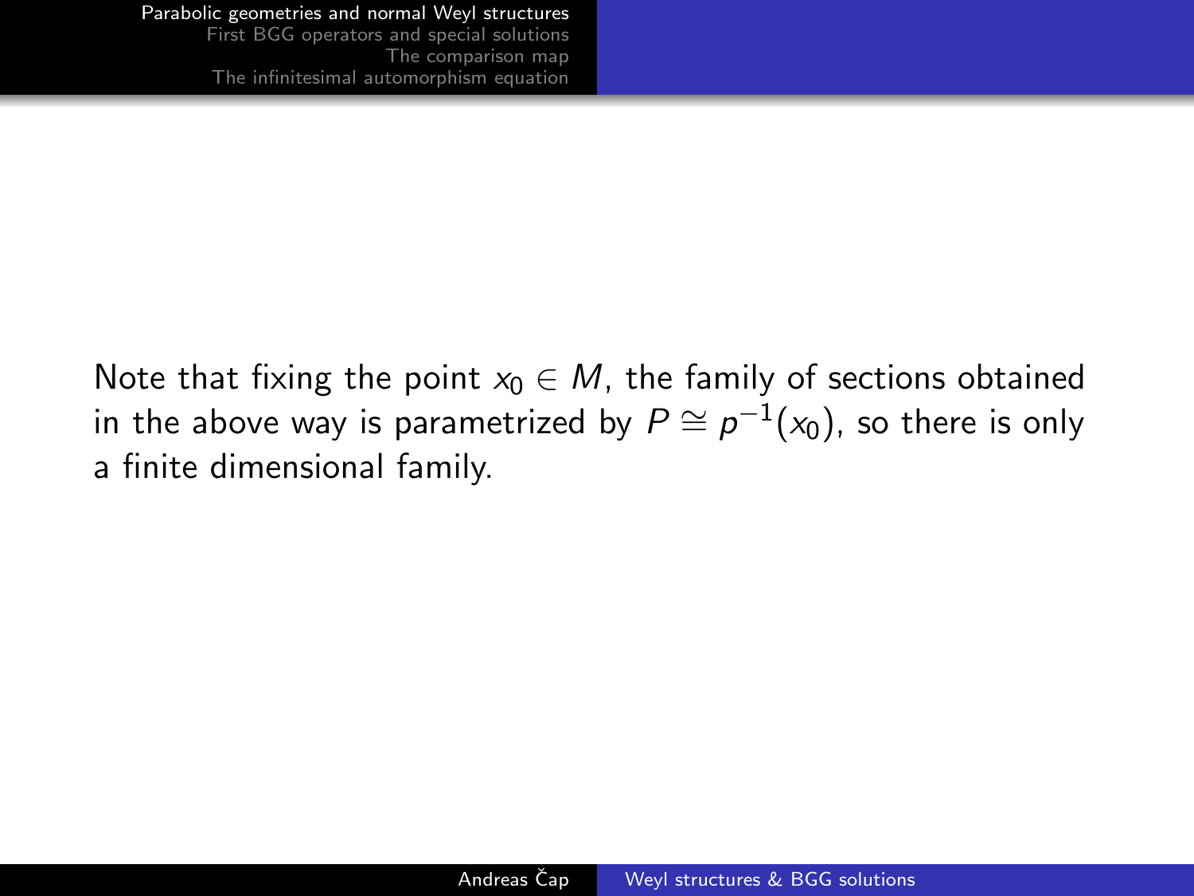Note that fixing the point $x_0 \in M$, the family of sections obtained in the above way is parametrized by $P \cong p^{-1}(x_0)$, so there is only a finite dimensional family.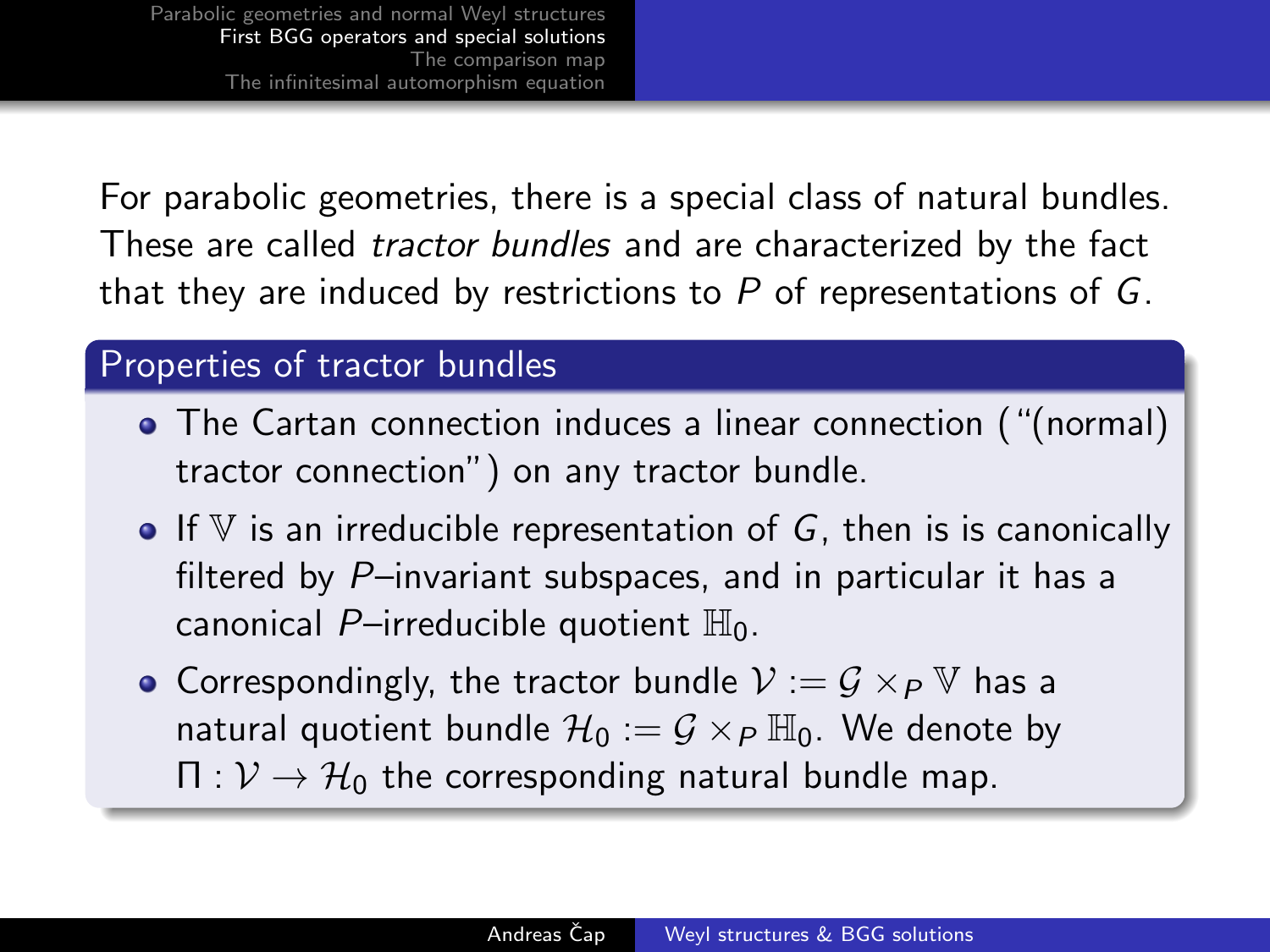For parabolic geometries, there is a special class of natural bundles. These are called *tractor bundles* and are characterized by the fact that they are induced by restrictions to $P$ of representations of $G$.

## Properties of tractor bundles

- The Cartan connection induces a linear connection ("(normal) tractor connection") on any tractor bundle.
- If $\mathbb{V}$ is an irreducible representation of $G$, then is is canonically filtered by $P$–invariant subspaces, and in particular it has a canonical $P$–irreducible quotient $\mathbb{H}_0$.
- Correspondingly, the tractor bundle $\mathcal{V} := \mathcal{G} \times_P \mathbb{V}$ has a natural quotient bundle $\mathcal{H}_0 := \mathcal{G} \times_P \mathbb{H}_0$. We denote by $\Pi : \mathcal{V} \to \mathcal{H}_0$ the corresponding natural bundle map.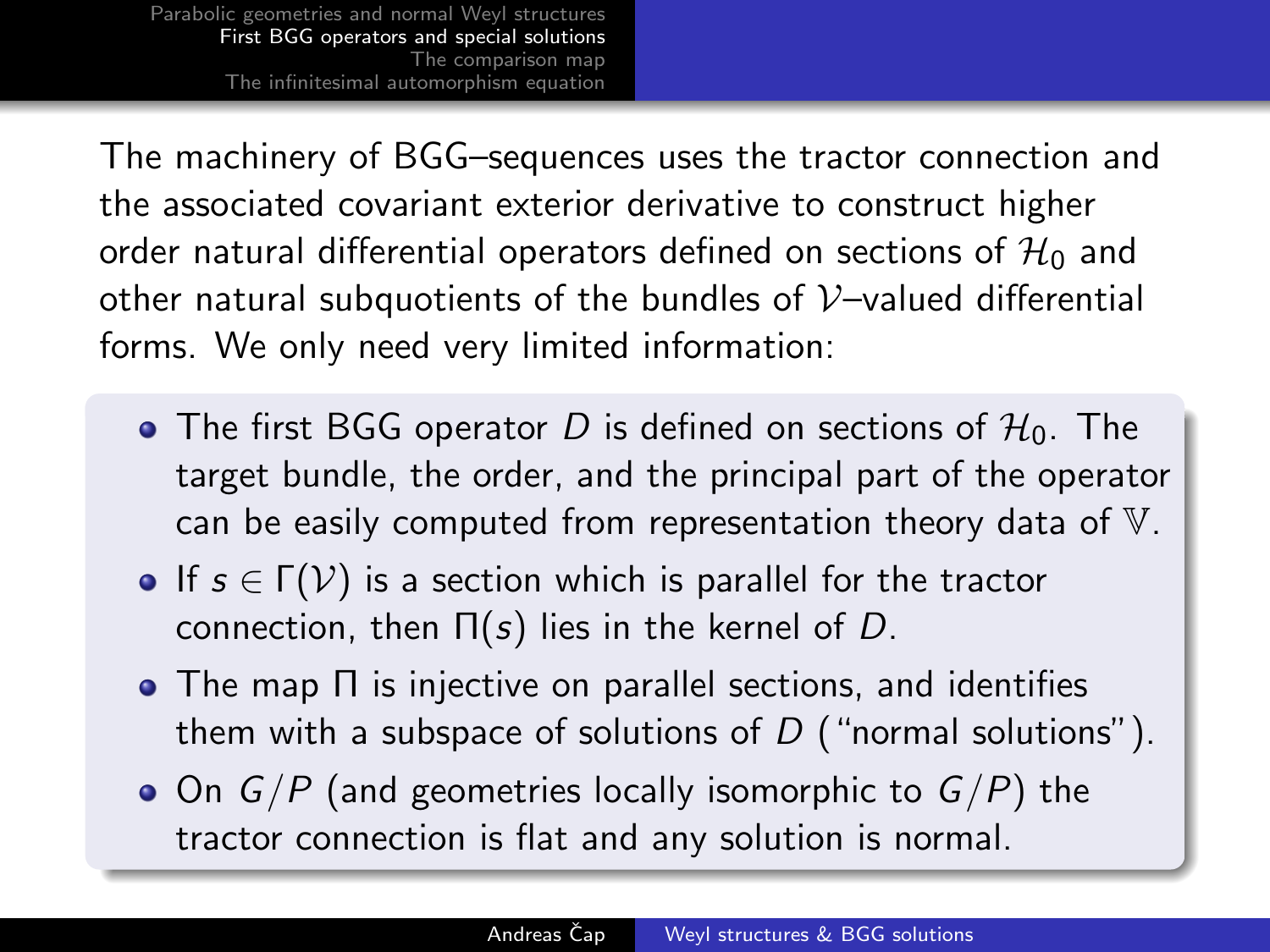The machinery of BGG–sequences uses the tractor connection and the associated covariant exterior derivative to construct higher order natural differential operators defined on sections of $\mathcal{H}_0$ and other natural subquotients of the bundles of $\mathcal{V}$–valued differential forms. We only need very limited information:

- The first BGG operator $D$ is defined on sections of $\mathcal{H}_0$. The target bundle, the order, and the principal part of the operator can be easily computed from representation theory data of $\mathbb{V}$.
- If $s \in \Gamma(\mathcal{V})$ is a section which is parallel for the tractor connection, then $\Pi(s)$ lies in the kernel of $D$.
- The map $\Pi$ is injective on parallel sections, and identifies them with a subspace of solutions of $D$ ("normal solutions").
- On $G/P$ (and geometries locally isomorphic to $G/P$) the tractor connection is flat and any solution is normal.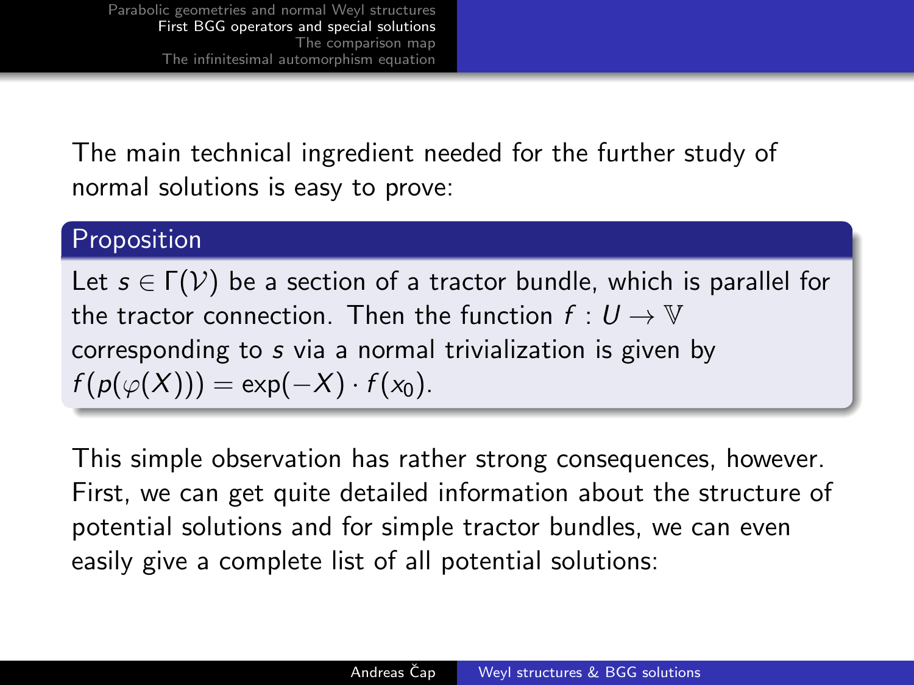The main technical ingredient needed for the further study of normal solutions is easy to prove:

**Proposition**

Let $s \in \Gamma(\mathcal{V})$ be a section of a tractor bundle, which is parallel for the tractor connection. Then the function $f : U \to \mathbb{V}$ corresponding to $s$ via a normal trivialization is given by $f(p(\varphi(X))) = \exp(-X) \cdot f(x_0)$.

This simple observation has rather strong consequences, however. First, we can get quite detailed information about the structure of potential solutions and for simple tractor bundles, we can even easily give a complete list of all potential solutions: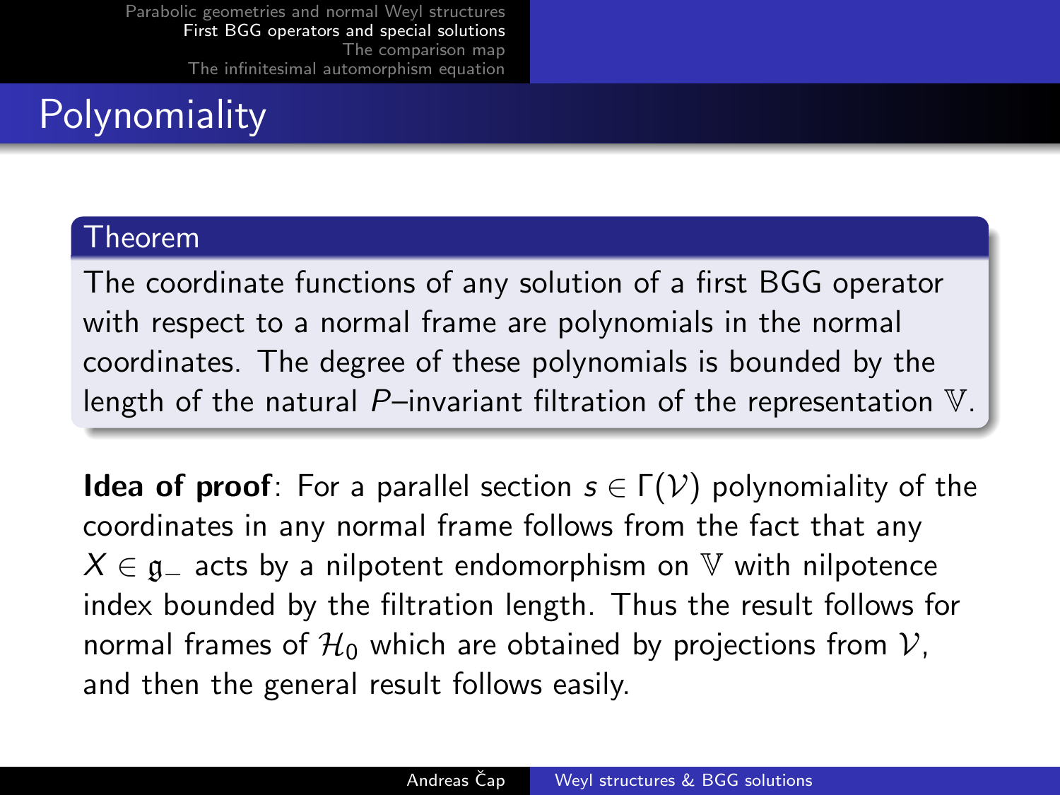# Polynomiality

**Theorem**

The coordinate functions of any solution of a first BGG operator with respect to a normal frame are polynomials in the normal coordinates. The degree of these polynomials is bounded by the length of the natural $P$–invariant filtration of the representation $\mathbb{V}$.

**Idea of proof**: For a parallel section $s \in \Gamma(\mathcal{V})$ polynomiality of the coordinates in any normal frame follows from the fact that any $X \in \mathfrak{g}_-$ acts by a nilpotent endomorphism on $\mathbb{V}$ with nilpotence index bounded by the filtration length. Thus the result follows for normal frames of $\mathcal{H}_0$ which are obtained by projections from $\mathcal{V}$, and then the general result follows easily.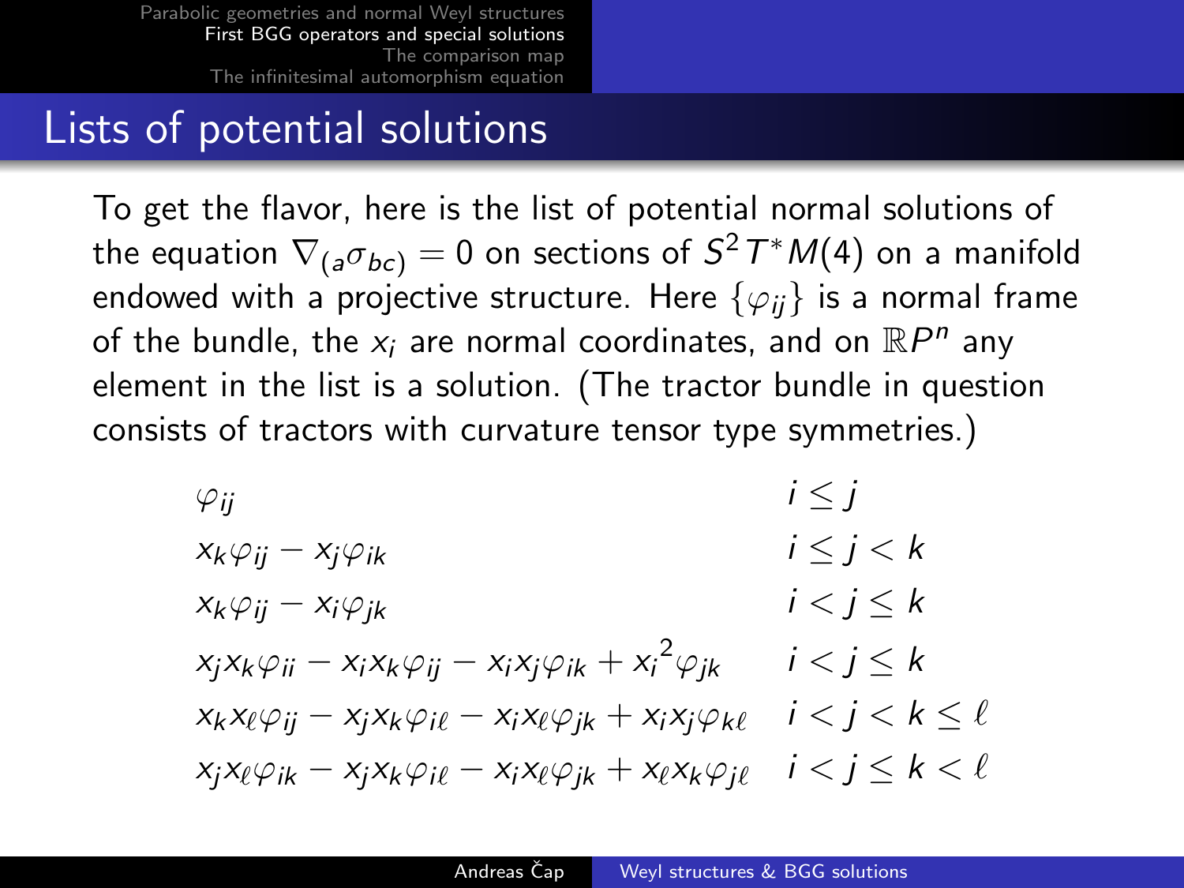## Lists of potential solutions

To get the flavor, here is the list of potential normal solutions of the equation $\nabla_{(a}\sigma_{bc)} = 0$ on sections of $S^2T^*M(4)$ on a manifold endowed with a projective structure. Here $\{\varphi_{ij}\}$ is a normal frame of the bundle, the $x_i$ are normal coordinates, and on $\mathbb{R}P^n$ any element in the list is a solution. (The tractor bundle in question consists of tractors with curvature tensor type symmetries.)

| | |
|---|---|
| $\varphi_{ij}$ | $i \leq j$ |
| $x_k\varphi_{ij} - x_j\varphi_{ik}$ | $i \leq j < k$ |
| $x_k\varphi_{ij} - x_i\varphi_{jk}$ | $i < j \leq k$ |
| $x_jx_k\varphi_{ii} - x_ix_k\varphi_{ij} - x_ix_j\varphi_{ik} + {x_i}^2\varphi_{jk}$ | $i < j \leq k$ |
| $x_kx_\ell\varphi_{ij} - x_jx_k\varphi_{i\ell} - x_ix_\ell\varphi_{jk} + x_ix_j\varphi_{k\ell}$ | $i < j < k \leq \ell$ |
| $x_jx_\ell\varphi_{ik} - x_jx_k\varphi_{i\ell} - x_ix_\ell\varphi_{jk} + x_\ell x_k\varphi_{j\ell}$ | $i < j \leq k < \ell$ |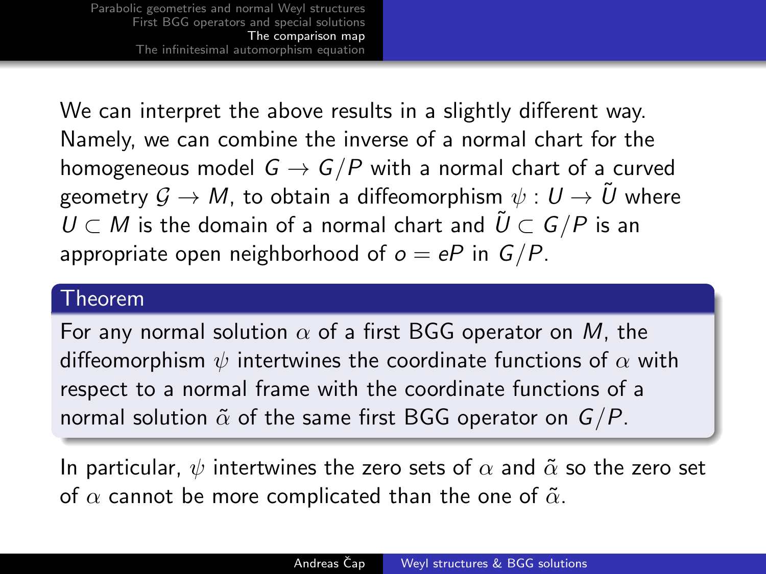We can interpret the above results in a slightly different way. Namely, we can combine the inverse of a normal chart for the homogeneous model $G \to G/P$ with a normal chart of a curved geometry $\mathcal{G} \to M$, to obtain a diffeomorphism $\psi : U \to \tilde{U}$ where $U \subset M$ is the domain of a normal chart and $\tilde{U} \subset G/P$ is an appropriate open neighborhood of $o = eP$ in $G/P$.

**Theorem**

For any normal solution $\alpha$ of a first BGG operator on $M$, the diffeomorphism $\psi$ intertwines the coordinate functions of $\alpha$ with respect to a normal frame with the coordinate functions of a normal solution $\tilde{\alpha}$ of the same first BGG operator on $G/P$.

In particular, $\psi$ intertwines the zero sets of $\alpha$ and $\tilde{\alpha}$ so the zero set of $\alpha$ cannot be more complicated than the one of $\tilde{\alpha}$.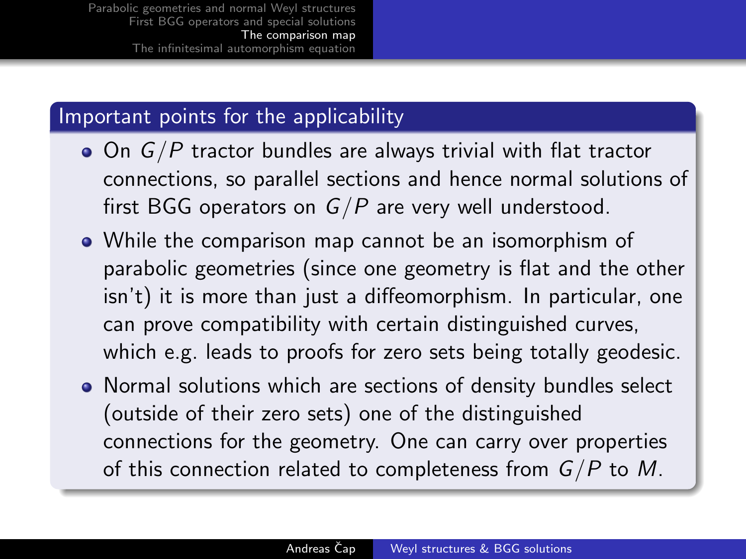## Important points for the applicability

- On $G/P$ tractor bundles are always trivial with flat tractor connections, so parallel sections and hence normal solutions of first BGG operators on $G/P$ are very well understood.
- While the comparison map cannot be an isomorphism of parabolic geometries (since one geometry is flat and the other isn't) it is more than just a diffeomorphism. In particular, one can prove compatibility with certain distinguished curves, which e.g. leads to proofs for zero sets being totally geodesic.
- Normal solutions which are sections of density bundles select (outside of their zero sets) one of the distinguished connections for the geometry. One can carry over properties of this connection related to completeness from $G/P$ to $M$.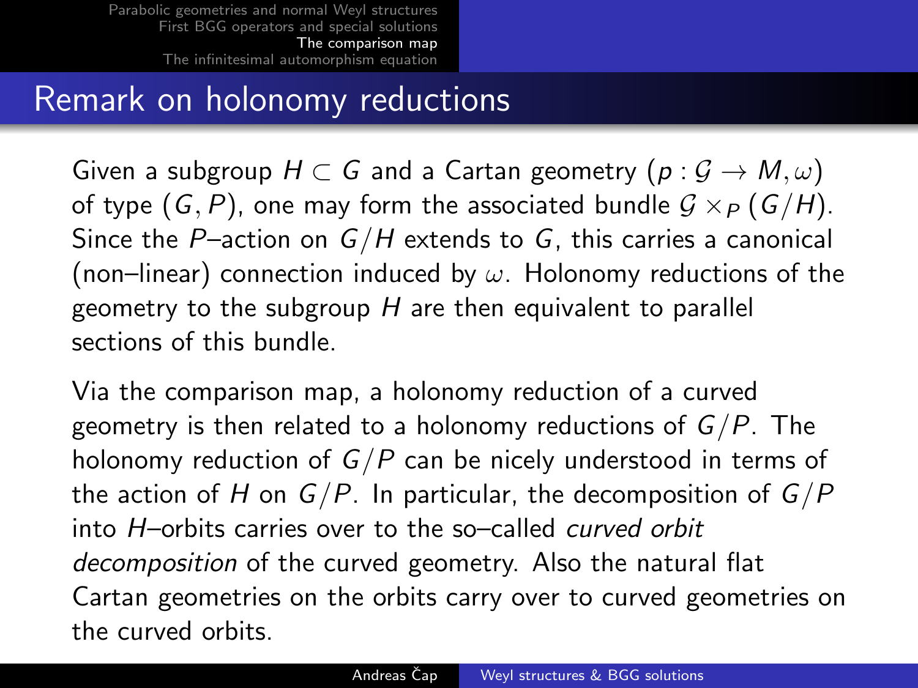## Remark on holonomy reductions

Given a subgroup $H \subset G$ and a Cartan geometry $(p : \mathcal{G} \to M, \omega)$ of type $(G, P)$, one may form the associated bundle $\mathcal{G} \times_P (G/H)$. Since the $P$–action on $G/H$ extends to $G$, this carries a canonical (non–linear) connection induced by $\omega$. Holonomy reductions of the geometry to the subgroup $H$ are then equivalent to parallel sections of this bundle.

Via the comparison map, a holonomy reduction of a curved geometry is then related to a holonomy reductions of $G/P$. The holonomy reduction of $G/P$ can be nicely understood in terms of the action of $H$ on $G/P$. In particular, the decomposition of $G/P$ into $H$–orbits carries over to the so–called *curved orbit decomposition* of the curved geometry. Also the natural flat Cartan geometries on the orbits carry over to curved geometries on the curved orbits.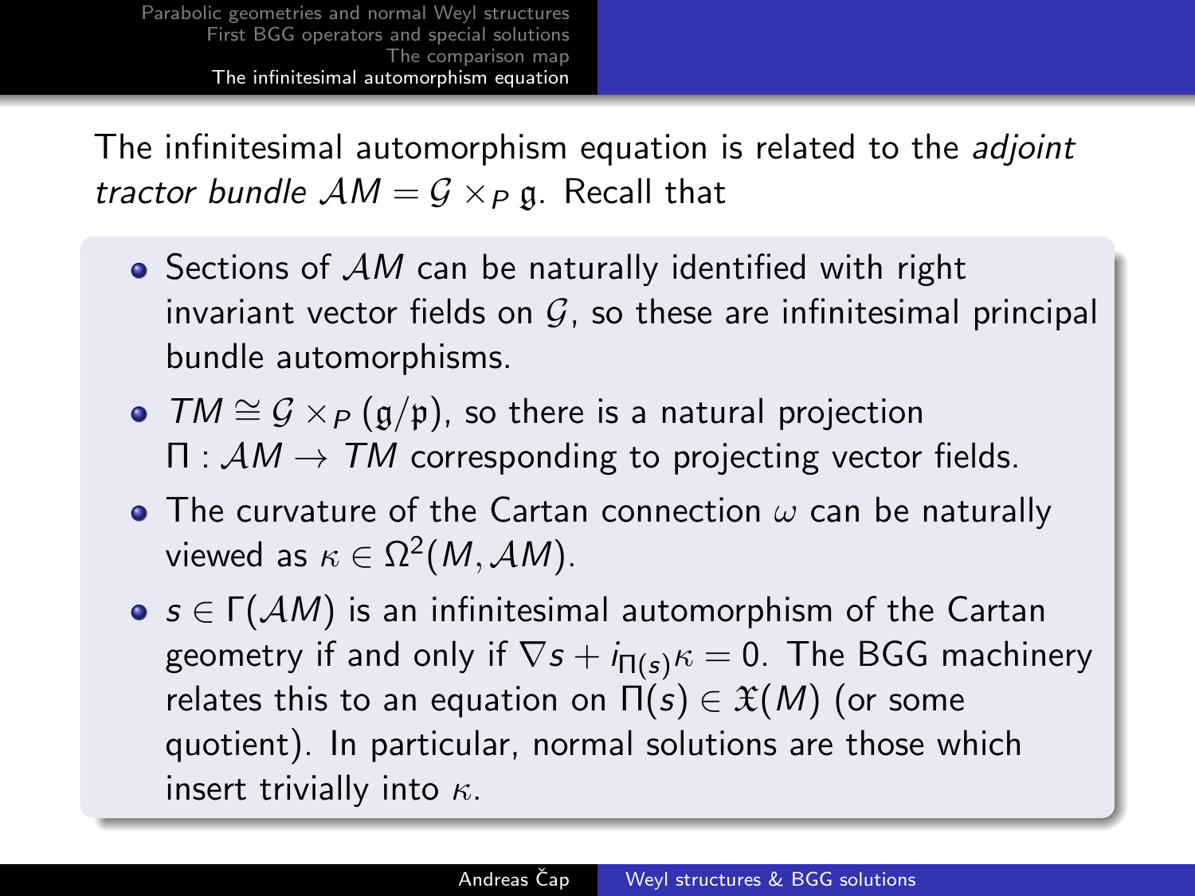The infinitesimal automorphism equation is related to the *adjoint tractor bundle* $\mathcal{A}M = \mathcal{G} \times_P \mathfrak{g}$. Recall that

- Sections of $\mathcal{A}M$ can be naturally identified with right invariant vector fields on $\mathcal{G}$, so these are infinitesimal principal bundle automorphisms.
- $TM \cong \mathcal{G} \times_P (\mathfrak{g}/\mathfrak{p})$, so there is a natural projection $\Pi : \mathcal{A}M \to TM$ corresponding to projecting vector fields.
- The curvature of the Cartan connection $\omega$ can be naturally viewed as $\kappa \in \Omega^2(M, \mathcal{A}M)$.
- $s \in \Gamma(\mathcal{A}M)$ is an infinitesimal automorphism of the Cartan geometry if and only if $\nabla s + i_{\Pi(s)}\kappa = 0$. The BGG machinery relates this to an equation on $\Pi(s) \in \mathfrak{X}(M)$ (or some quotient). In particular, normal solutions are those which insert trivially into $\kappa$.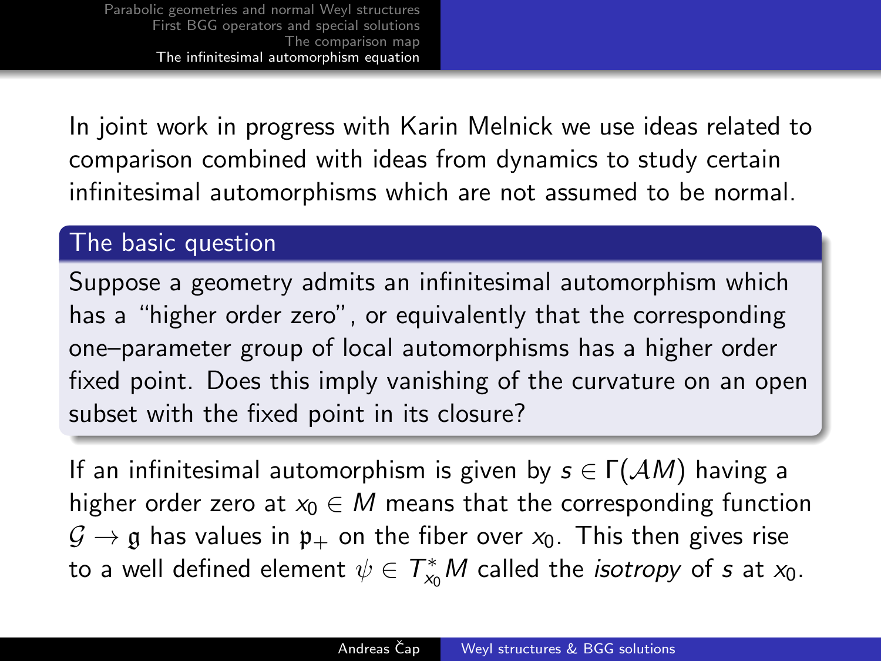In joint work in progress with Karin Melnick we use ideas related to comparison combined with ideas from dynamics to study certain infinitesimal automorphisms which are not assumed to be normal.

### The basic question

Suppose a geometry admits an infinitesimal automorphism which has a "higher order zero", or equivalently that the corresponding one–parameter group of local automorphisms has a higher order fixed point. Does this imply vanishing of the curvature on an open subset with the fixed point in its closure?

If an infinitesimal automorphism is given by $s \in \Gamma(\mathcal{A}M)$ having a higher order zero at $x_0 \in M$ means that the corresponding function $\mathcal{G} \to \mathfrak{g}$ has values in $\mathfrak{p}_+$ on the fiber over $x_0$. This then gives rise to a well defined element $\psi \in T^*_{x_0}M$ called the *isotropy* of $s$ at $x_0$.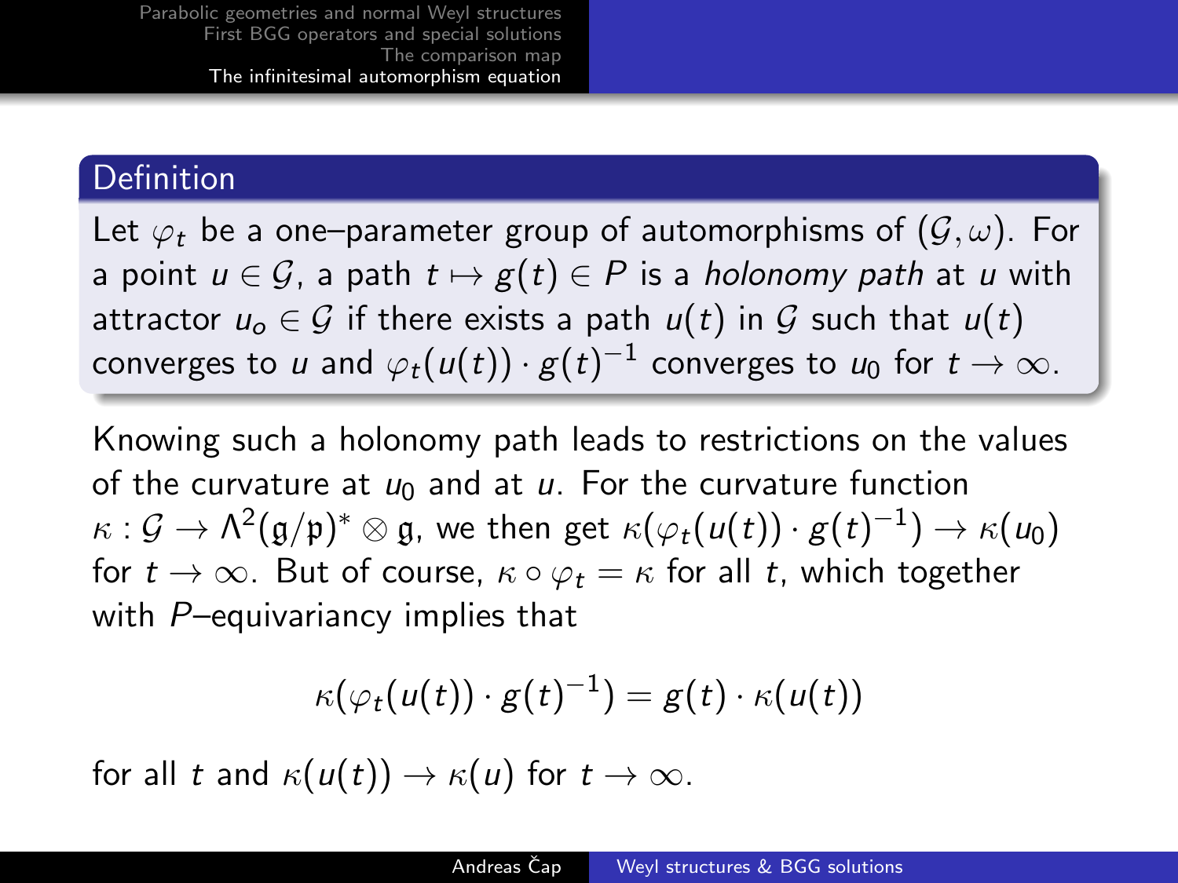**Definition**

Let $\varphi_t$ be a one–parameter group of automorphisms of $(\mathcal{G}, \omega)$. For a point $u \in \mathcal{G}$, a path $t \mapsto g(t) \in P$ is a *holonomy path* at $u$ with attractor $u_o \in \mathcal{G}$ if there exists a path $u(t)$ in $\mathcal{G}$ such that $u(t)$ converges to $u$ and $\varphi_t(u(t)) \cdot g(t)^{-1}$ converges to $u_0$ for $t \to \infty$.

Knowing such a holonomy path leads to restrictions on the values of the curvature at $u_0$ and at $u$. For the curvature function $\kappa : \mathcal{G} \to \Lambda^2(\mathfrak{g}/\mathfrak{p})^* \otimes \mathfrak{g}$, we then get $\kappa(\varphi_t(u(t)) \cdot g(t)^{-1}) \to \kappa(u_0)$ for $t \to \infty$. But of course, $\kappa \circ \varphi_t = \kappa$ for all $t$, which together with $P$–equivariancy implies that

$$\kappa(\varphi_t(u(t)) \cdot g(t)^{-1}) = g(t) \cdot \kappa(u(t))$$

for all $t$ and $\kappa(u(t)) \to \kappa(u)$ for $t \to \infty$.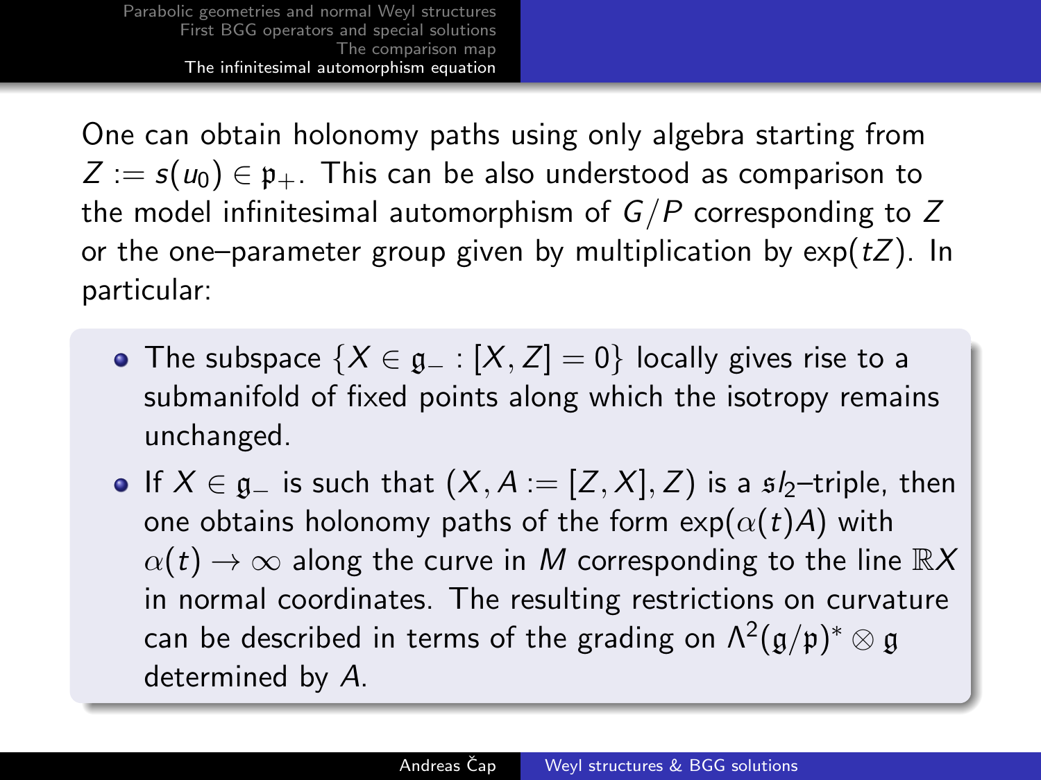One can obtain holonomy paths using only algebra starting from $Z := s(u_0) \in \mathfrak{p}_+$. This can be also understood as comparison to the model infinitesimal automorphism of $G/P$ corresponding to $Z$ or the one–parameter group given by multiplication by $\exp(tZ)$. In particular:

- The subspace $\{X \in \mathfrak{g}_- : [X, Z] = 0\}$ locally gives rise to a submanifold of fixed points along which the isotropy remains unchanged.
- If $X \in \mathfrak{g}_-$ is such that $(X, A := [Z, X], Z)$ is a $\mathfrak{sl}_2$–triple, then one obtains holonomy paths of the form $\exp(\alpha(t)A)$ with $\alpha(t) \to \infty$ along the curve in $M$ corresponding to the line $\mathbb{R}X$ in normal coordinates. The resulting restrictions on curvature can be described in terms of the grading on $\Lambda^2(\mathfrak{g}/\mathfrak{p})^* \otimes \mathfrak{g}$ determined by $A$.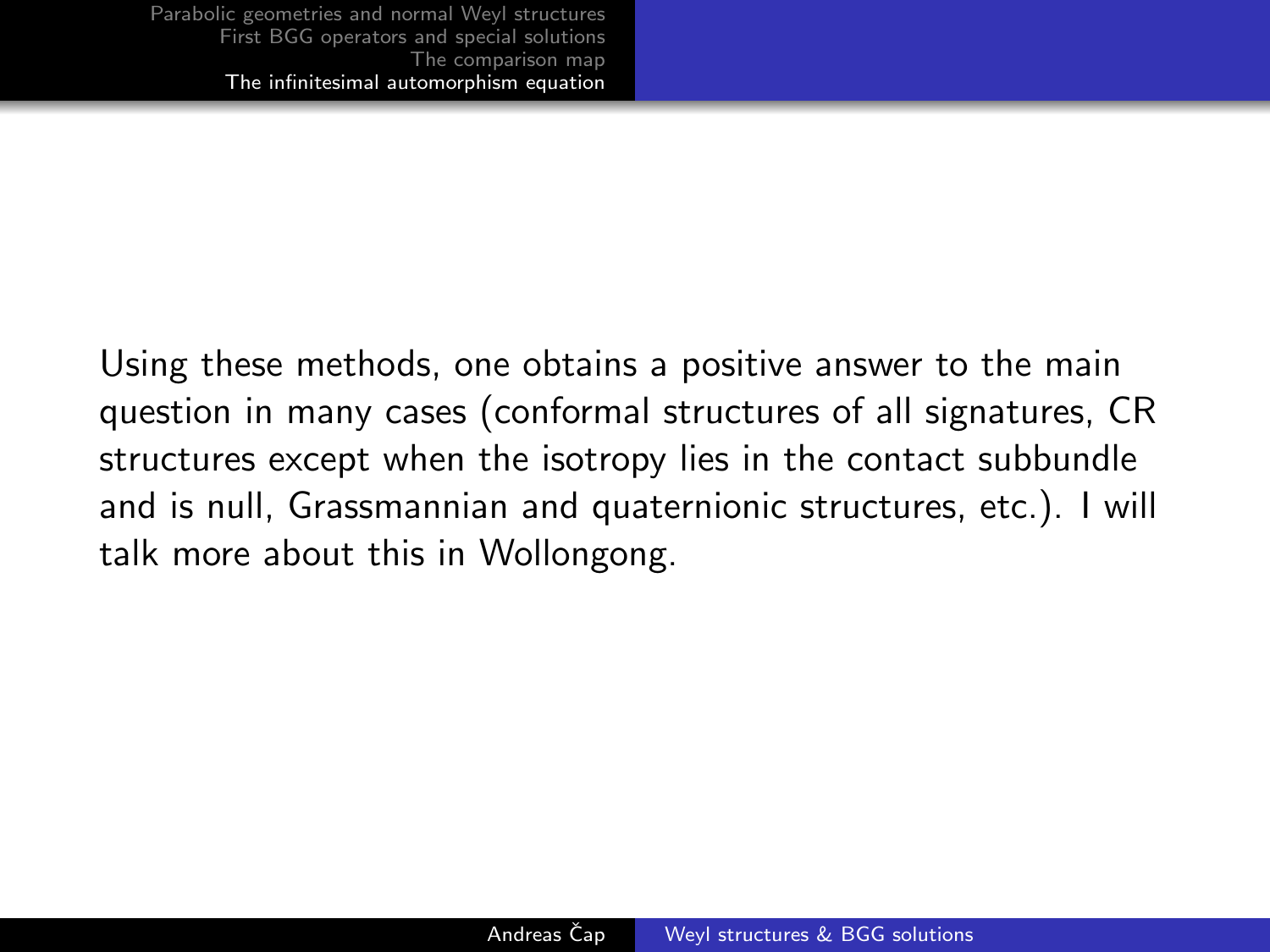Using these methods, one obtains a positive answer to the main question in many cases (conformal structures of all signatures, CR structures except when the isotropy lies in the contact subbundle and is null, Grassmannian and quaternionic structures, etc.). I will talk more about this in Wollongong.